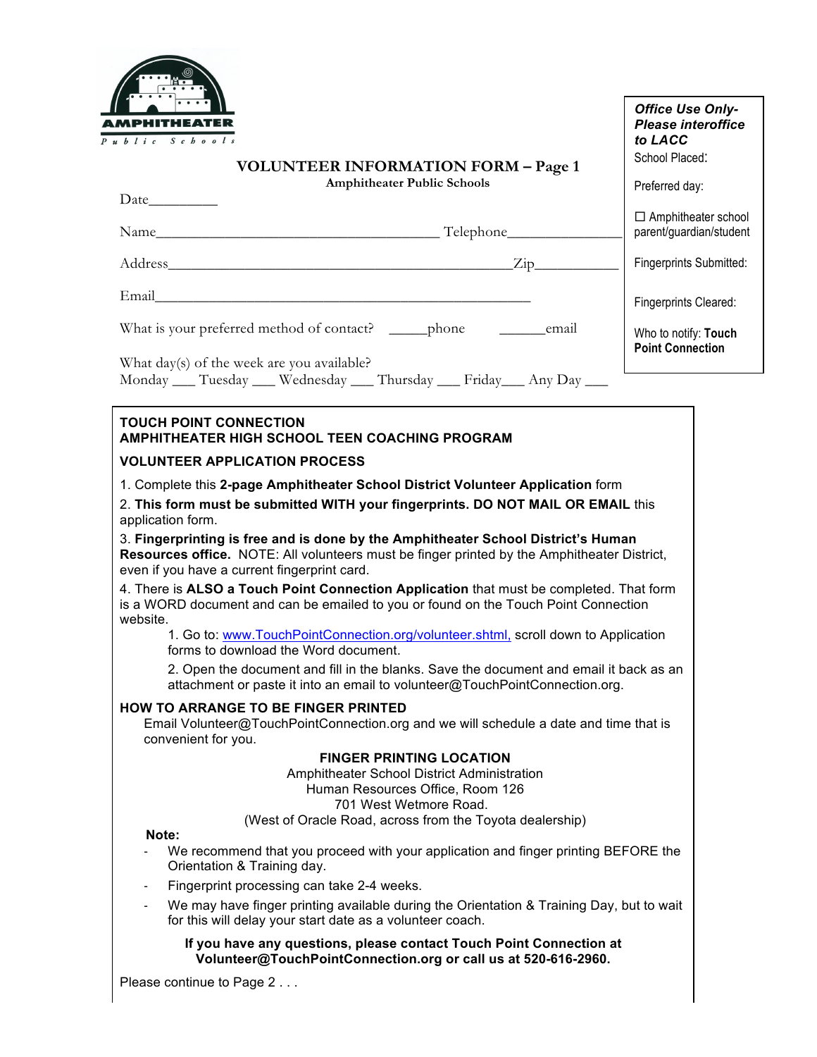AMPHITHEATER

Public Schools

# VOLUNTEER INFORMATION FORM – Page 1

**Amphitheater Public Schools**

Date__________

Name________________________________________ Telephone________________

Address______________________________________________Zip____________

Email___________________________________________________

What is your preferred method of contact? _____phone ______email

What day(s) of the week are you available?
Monday ___ Tuesday ___ Wednesday ___ Thursday ___ Friday___ Any Day ___

***Office Use Only- Please interoffice to LACC***

School Placed:

Preferred day:

☐ Amphitheater school parent/guardian/student

Fingerprints Submitted:

Fingerprints Cleared:

Who to notify: **Touch Point Connection**

**TOUCH POINT CONNECTION**
**AMPHITHEATER HIGH SCHOOL TEEN COACHING PROGRAM**

**VOLUNTEER APPLICATION PROCESS**

1. Complete this **2-page Amphitheater School District Volunteer Application** form
2. **This form must be submitted WITH your fingerprints. DO NOT MAIL OR EMAIL** this application form.
3. **Fingerprinting is free and is done by the Amphitheater School District's Human Resources office.** NOTE: All volunteers must be finger printed by the Amphitheater District, even if you have a current fingerprint card.
4. There is **ALSO a Touch Point Connection Application** that must be completed. That form is a WORD document and can be emailed to you or found on the Touch Point Connection website.
   1. Go to: www.TouchPointConnection.org/volunteer.shtml, scroll down to Application forms to download the Word document.
   2. Open the document and fill in the blanks. Save the document and email it back as an attachment or paste it into an email to volunteer@TouchPointConnection.org.

**HOW TO ARRANGE TO BE FINGER PRINTED**

Email Volunteer@TouchPointConnection.org and we will schedule a date and time that is convenient for you.

**FINGER PRINTING LOCATION**
Amphitheater School District Administration
Human Resources Office, Room 126
701 West Wetmore Road.
(West of Oracle Road, across from the Toyota dealership)

**Note:**

- We recommend that you proceed with your application and finger printing BEFORE the Orientation & Training day.
- Fingerprint processing can take 2-4 weeks.
- We may have finger printing available during the Orientation & Training Day, but to wait for this will delay your start date as a volunteer coach.

**If you have any questions, please contact Touch Point Connection at Volunteer@TouchPointConnection.org or call us at 520-616-2960.**

Please continue to Page 2 . . .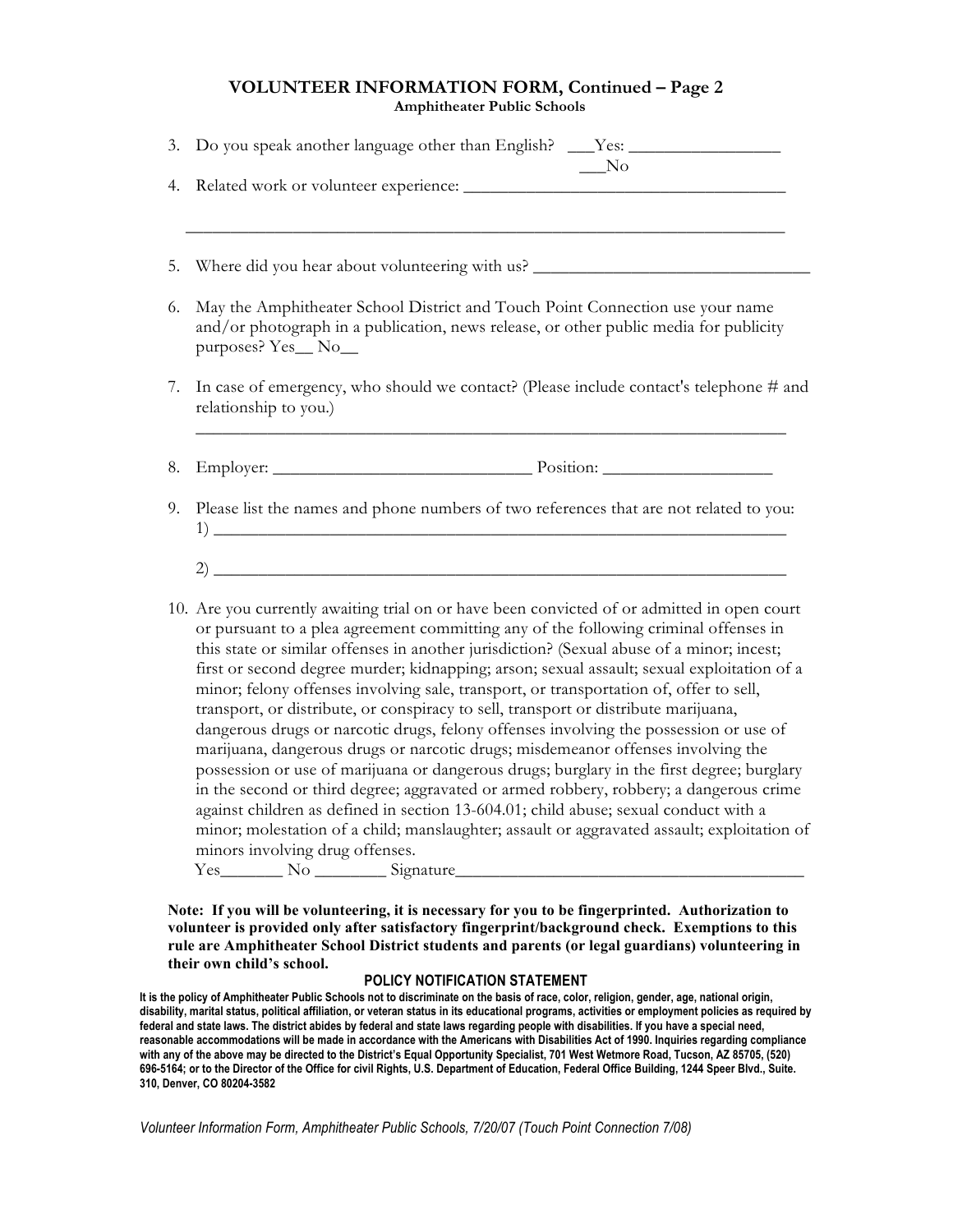## VOLUNTEER INFORMATION FORM, Continued – Page 2

**Amphitheater Public Schools**

3. Do you speak another language other than English? ___Yes: ________________
   ___No
4. Related work or volunteer experience: ____________________________________

   ____________________________________________________________________

5. Where did you hear about volunteering with us? _______________________________

6. May the Amphitheater School District and Touch Point Connection use your name and/or photograph in a publication, news release, or other public media for publicity purposes? Yes__ No__

7. In case of emergency, who should we contact? (Please include contact's telephone # and relationship to you.)

   ____________________________________________________________________

8. Employer: _____________________________ Position: ___________________

9. Please list the names and phone numbers of two references that are not related to you:

   1) _________________________________________________________________

   2) _________________________________________________________________

10. Are you currently awaiting trial on or have been convicted of or admitted in open court or pursuant to a plea agreement committing any of the following criminal offenses in this state or similar offenses in another jurisdiction? (Sexual abuse of a minor; incest; first or second degree murder; kidnapping; arson; sexual assault; sexual exploitation of a minor; felony offenses involving sale, transport, or transportation of, offer to sell, transport, or distribute, or conspiracy to sell, transport or distribute marijuana, dangerous drugs or narcotic drugs, felony offenses involving the possession or use of marijuana, dangerous drugs or narcotic drugs; misdemeanor offenses involving the possession or use of marijuana or dangerous drugs; burglary in the first degree; burglary in the second or third degree; aggravated or armed robbery, robbery; a dangerous crime against children as defined in section 13-604.01; child abuse; sexual conduct with a minor; molestation of a child; manslaughter; assault or aggravated assault; exploitation of minors involving drug offenses.

    Yes_______ No ________ Signature________________________________________

**Note: If you will be volunteering, it is necessary for you to be fingerprinted. Authorization to volunteer is provided only after satisfactory fingerprint/background check. Exemptions to this rule are Amphitheater School District students and parents (or legal guardians) volunteering in their own child's school.**

### POLICY NOTIFICATION STATEMENT

**It is the policy of Amphitheater Public Schools not to discriminate on the basis of race, color, religion, gender, age, national origin, disability, marital status, political affiliation, or veteran status in its educational programs, activities or employment policies as required by federal and state laws. The district abides by federal and state laws regarding people with disabilities. If you have a special need, reasonable accommodations will be made in accordance with the Americans with Disabilities Act of 1990. Inquiries regarding compliance with any of the above may be directed to the District's Equal Opportunity Specialist, 701 West Wetmore Road, Tucson, AZ 85705, (520) 696-5164; or to the Director of the Office for civil Rights, U.S. Department of Education, Federal Office Building, 1244 Speer Blvd., Suite. 310, Denver, CO 80204-3582**

*Volunteer Information Form, Amphitheater Public Schools, 7/20/07 (Touch Point Connection 7/08)*